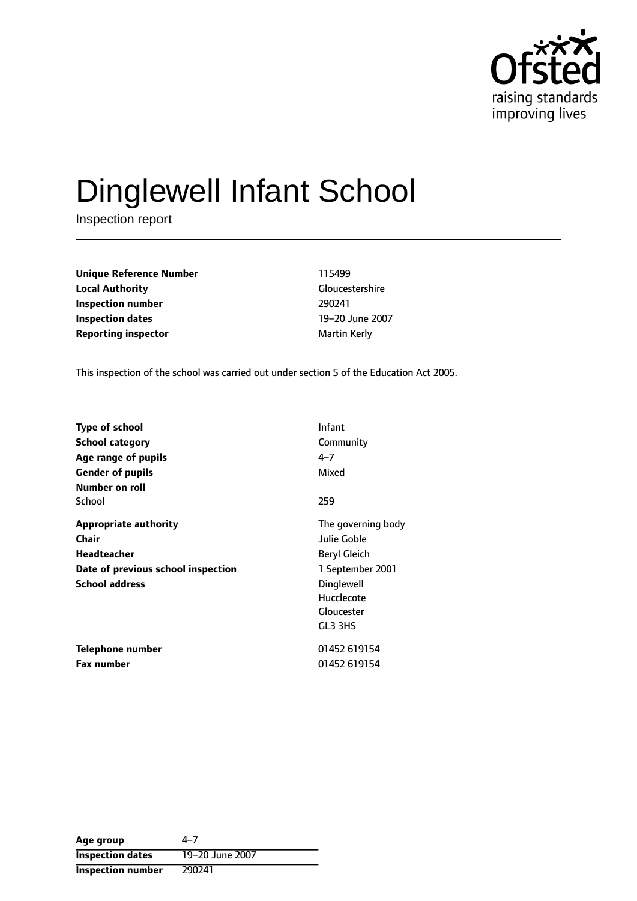# Dinglewell Infant School

Inspection report

| | |
|---|---|
| **Unique Reference Number** | 115499 |
| **Local Authority** | Gloucestershire |
| **Inspection number** | 290241 |
| **Inspection dates** | 19–20 June 2007 |
| **Reporting inspector** | Martin Kerly |

This inspection of the school was carried out under section 5 of the Education Act 2005.

| | |
|---|---|
| **Type of school** | Infant |
| **School category** | Community |
| **Age range of pupils** | 4–7 |
| **Gender of pupils** | Mixed |
| **Number on roll** | |
| School | 259 |
| **Appropriate authority** | The governing body |
| **Chair** | Julie Goble |
| **Headteacher** | Beryl Gleich |
| **Date of previous school inspection** | 1 September 2001 |
| **School address** | Dinglewell<br>Hucclecote<br>Gloucester<br>GL3 3HS |
| **Telephone number** | 01452 619154 |
| **Fax number** | 01452 619154 |

| | |
|---|---|
| **Age group** | 4–7 |
| **Inspection dates** | 19–20 June 2007 |
| **Inspection number** | 290241 |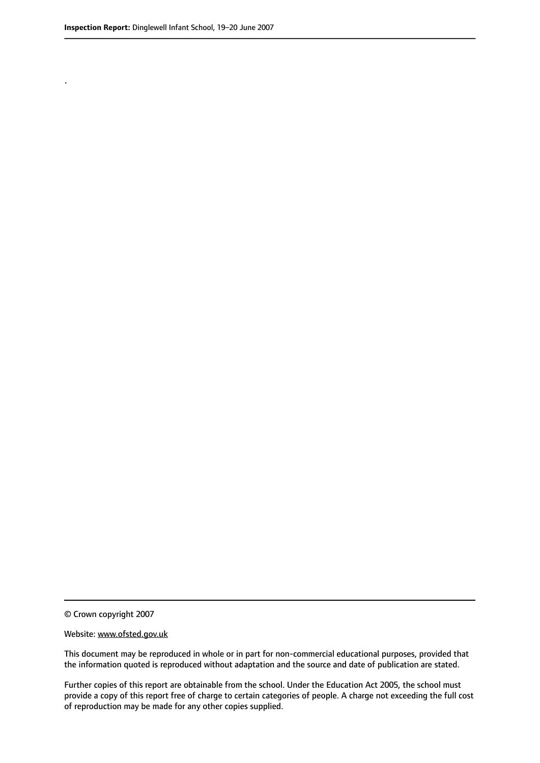.

© Crown copyright 2007

Website: www.ofsted.gov.uk

This document may be reproduced in whole or in part for non-commercial educational purposes, provided that the information quoted is reproduced without adaptation and the source and date of publication are stated.

Further copies of this report are obtainable from the school. Under the Education Act 2005, the school must provide a copy of this report free of charge to certain categories of people. A charge not exceeding the full cost of reproduction may be made for any other copies supplied.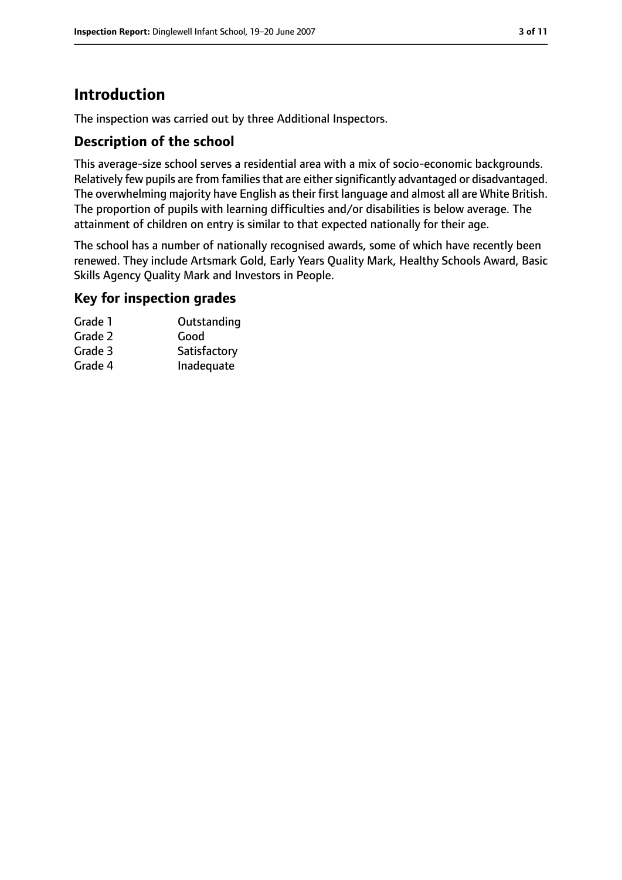# Introduction

The inspection was carried out by three Additional Inspectors.

## Description of the school

This average-size school serves a residential area with a mix of socio-economic backgrounds. Relatively few pupils are from families that are either significantly advantaged or disadvantaged. The overwhelming majority have English as their first language and almost all are White British. The proportion of pupils with learning difficulties and/or disabilities is below average. The attainment of children on entry is similar to that expected nationally for their age.

The school has a number of nationally recognised awards, some of which have recently been renewed. They include Artsmark Gold, Early Years Quality Mark, Healthy Schools Award, Basic Skills Agency Quality Mark and Investors in People.

## Key for inspection grades

| | |
|---|---|
| Grade 1 | Outstanding |
| Grade 2 | Good |
| Grade 3 | Satisfactory |
| Grade 4 | Inadequate |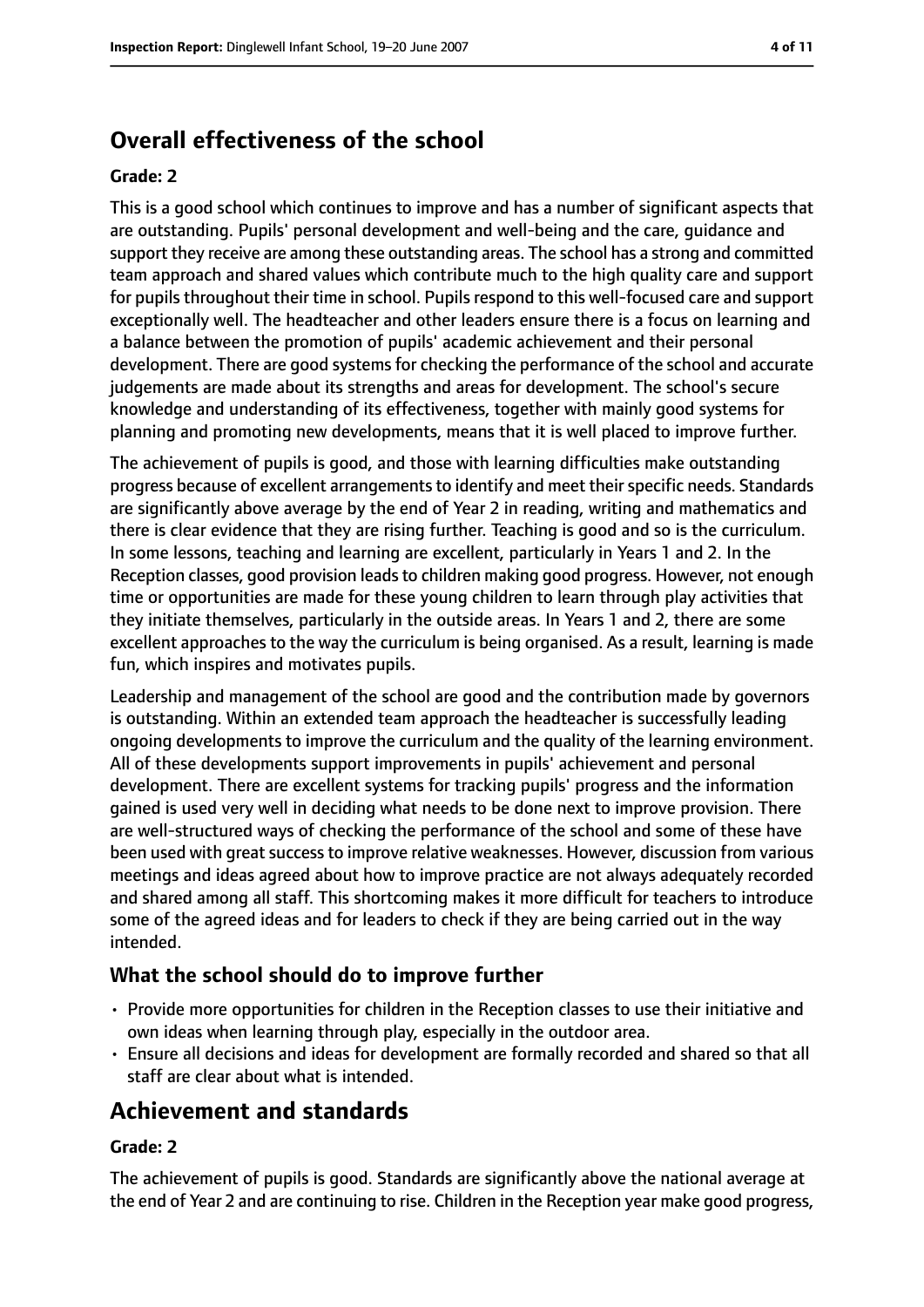## Overall effectiveness of the school

### Grade: 2

This is a good school which continues to improve and has a number of significant aspects that are outstanding. Pupils' personal development and well-being and the care, guidance and support they receive are among these outstanding areas. The school has a strong and committed team approach and shared values which contribute much to the high quality care and support for pupils throughout their time in school. Pupils respond to this well-focused care and support exceptionally well. The headteacher and other leaders ensure there is a focus on learning and a balance between the promotion of pupils' academic achievement and their personal development. There are good systems for checking the performance of the school and accurate judgements are made about its strengths and areas for development. The school's secure knowledge and understanding of its effectiveness, together with mainly good systems for planning and promoting new developments, means that it is well placed to improve further.

The achievement of pupils is good, and those with learning difficulties make outstanding progress because of excellent arrangements to identify and meet their specific needs. Standards are significantly above average by the end of Year 2 in reading, writing and mathematics and there is clear evidence that they are rising further. Teaching is good and so is the curriculum. In some lessons, teaching and learning are excellent, particularly in Years 1 and 2. In the Reception classes, good provision leads to children making good progress. However, not enough time or opportunities are made for these young children to learn through play activities that they initiate themselves, particularly in the outside areas. In Years 1 and 2, there are some excellent approaches to the way the curriculum is being organised. As a result, learning is made fun, which inspires and motivates pupils.

Leadership and management of the school are good and the contribution made by governors is outstanding. Within an extended team approach the headteacher is successfully leading ongoing developments to improve the curriculum and the quality of the learning environment. All of these developments support improvements in pupils' achievement and personal development. There are excellent systems for tracking pupils' progress and the information gained is used very well in deciding what needs to be done next to improve provision. There are well-structured ways of checking the performance of the school and some of these have been used with great success to improve relative weaknesses. However, discussion from various meetings and ideas agreed about how to improve practice are not always adequately recorded and shared among all staff. This shortcoming makes it more difficult for teachers to introduce some of the agreed ideas and for leaders to check if they are being carried out in the way intended.

### What the school should do to improve further

- Provide more opportunities for children in the Reception classes to use their initiative and own ideas when learning through play, especially in the outdoor area.
- Ensure all decisions and ideas for development are formally recorded and shared so that all staff are clear about what is intended.

## Achievement and standards

### Grade: 2

The achievement of pupils is good. Standards are significantly above the national average at the end of Year 2 and are continuing to rise. Children in the Reception year make good progress,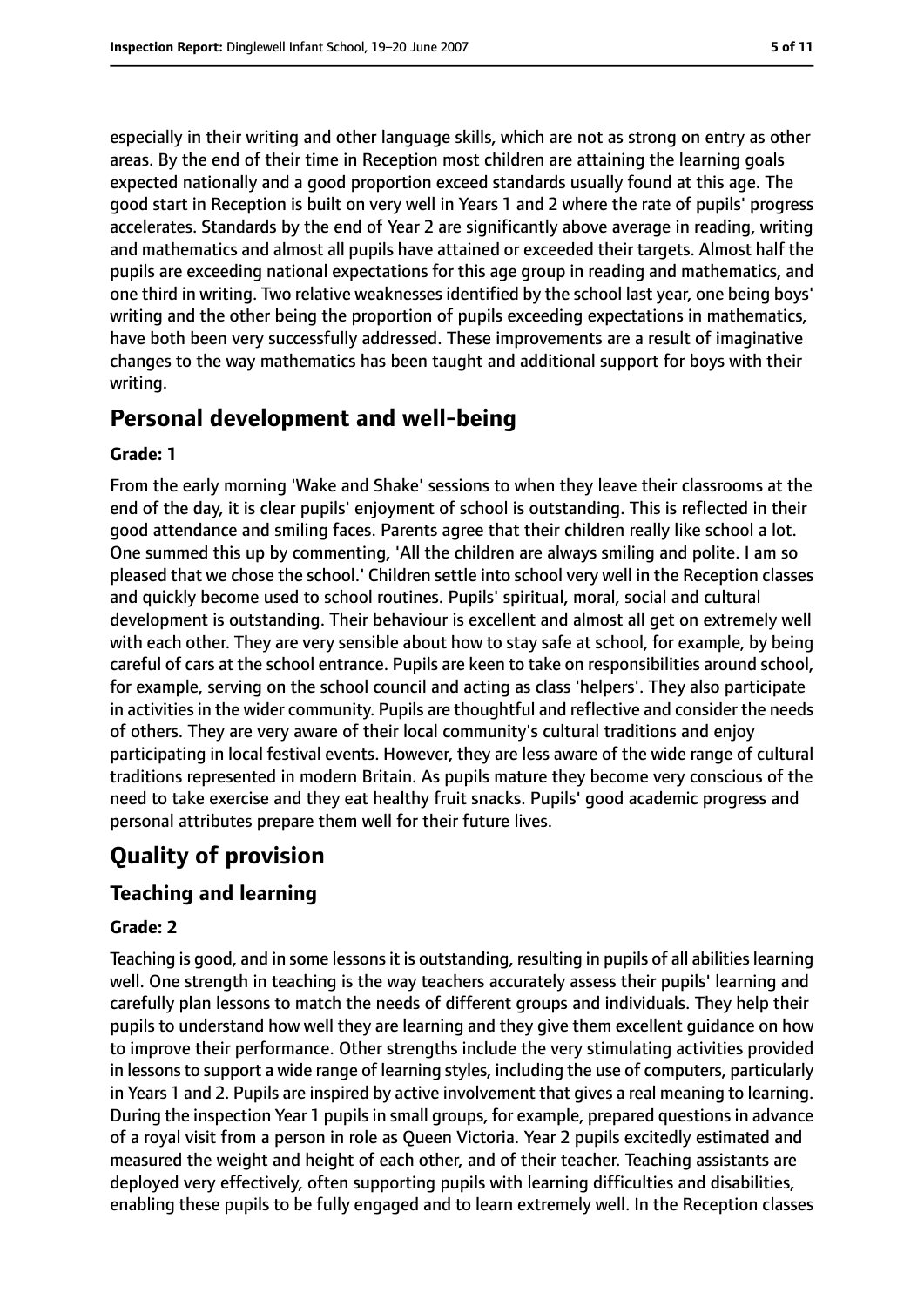especially in their writing and other language skills, which are not as strong on entry as other areas. By the end of their time in Reception most children are attaining the learning goals expected nationally and a good proportion exceed standards usually found at this age. The good start in Reception is built on very well in Years 1 and 2 where the rate of pupils' progress accelerates. Standards by the end of Year 2 are significantly above average in reading, writing and mathematics and almost all pupils have attained or exceeded their targets. Almost half the pupils are exceeding national expectations for this age group in reading and mathematics, and one third in writing. Two relative weaknesses identified by the school last year, one being boys' writing and the other being the proportion of pupils exceeding expectations in mathematics, have both been very successfully addressed. These improvements are a result of imaginative changes to the way mathematics has been taught and additional support for boys with their writing.

## Personal development and well-being

**Grade: 1**

From the early morning 'Wake and Shake' sessions to when they leave their classrooms at the end of the day, it is clear pupils' enjoyment of school is outstanding. This is reflected in their good attendance and smiling faces. Parents agree that their children really like school a lot. One summed this up by commenting, 'All the children are always smiling and polite. I am so pleased that we chose the school.' Children settle into school very well in the Reception classes and quickly become used to school routines. Pupils' spiritual, moral, social and cultural development is outstanding. Their behaviour is excellent and almost all get on extremely well with each other. They are very sensible about how to stay safe at school, for example, by being careful of cars at the school entrance. Pupils are keen to take on responsibilities around school, for example, serving on the school council and acting as class 'helpers'. They also participate in activities in the wider community. Pupils are thoughtful and reflective and consider the needs of others. They are very aware of their local community's cultural traditions and enjoy participating in local festival events. However, they are less aware of the wide range of cultural traditions represented in modern Britain. As pupils mature they become very conscious of the need to take exercise and they eat healthy fruit snacks. Pupils' good academic progress and personal attributes prepare them well for their future lives.

# Quality of provision

## Teaching and learning

**Grade: 2**

Teaching is good, and in some lessons it is outstanding, resulting in pupils of all abilities learning well. One strength in teaching is the way teachers accurately assess their pupils' learning and carefully plan lessons to match the needs of different groups and individuals. They help their pupils to understand how well they are learning and they give them excellent guidance on how to improve their performance. Other strengths include the very stimulating activities provided in lessons to support a wide range of learning styles, including the use of computers, particularly in Years 1 and 2. Pupils are inspired by active involvement that gives a real meaning to learning. During the inspection Year 1 pupils in small groups, for example, prepared questions in advance of a royal visit from a person in role as Queen Victoria. Year 2 pupils excitedly estimated and measured the weight and height of each other, and of their teacher. Teaching assistants are deployed very effectively, often supporting pupils with learning difficulties and disabilities, enabling these pupils to be fully engaged and to learn extremely well. In the Reception classes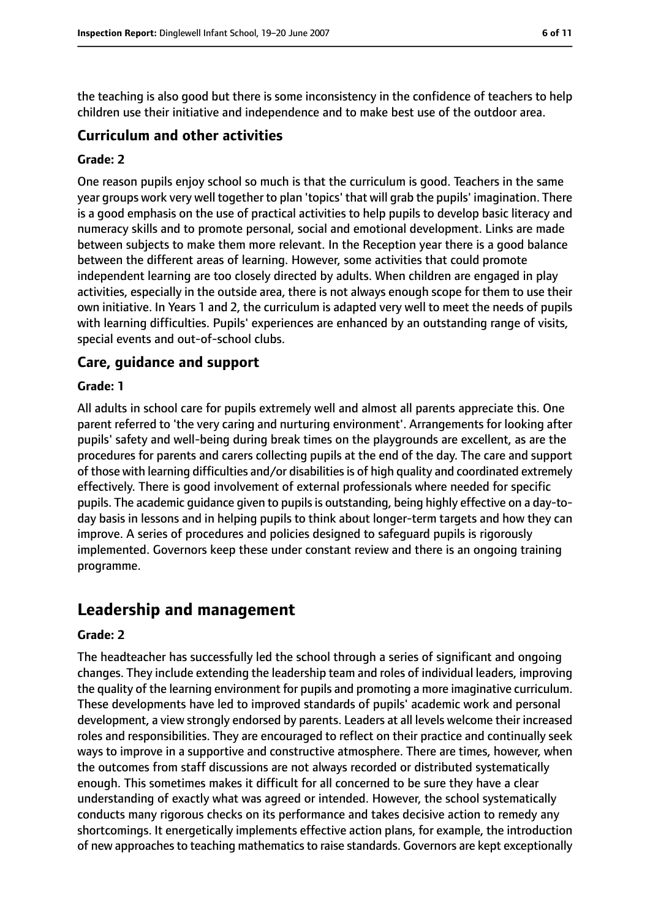the teaching is also good but there is some inconsistency in the confidence of teachers to help children use their initiative and independence and to make best use of the outdoor area.

### Curriculum and other activities

#### Grade: 2

One reason pupils enjoy school so much is that the curriculum is good. Teachers in the same year groups work very well together to plan 'topics' that will grab the pupils' imagination. There is a good emphasis on the use of practical activities to help pupils to develop basic literacy and numeracy skills and to promote personal, social and emotional development. Links are made between subjects to make them more relevant. In the Reception year there is a good balance between the different areas of learning. However, some activities that could promote independent learning are too closely directed by adults. When children are engaged in play activities, especially in the outside area, there is not always enough scope for them to use their own initiative. In Years 1 and 2, the curriculum is adapted very well to meet the needs of pupils with learning difficulties. Pupils' experiences are enhanced by an outstanding range of visits, special events and out-of-school clubs.

### Care, guidance and support

#### Grade: 1

All adults in school care for pupils extremely well and almost all parents appreciate this. One parent referred to 'the very caring and nurturing environment'. Arrangements for looking after pupils' safety and well-being during break times on the playgrounds are excellent, as are the procedures for parents and carers collecting pupils at the end of the day. The care and support of those with learning difficulties and/or disabilities is of high quality and coordinated extremely effectively. There is good involvement of external professionals where needed for specific pupils. The academic guidance given to pupils is outstanding, being highly effective on a day-to-day basis in lessons and in helping pupils to think about longer-term targets and how they can improve. A series of procedures and policies designed to safeguard pupils is rigorously implemented. Governors keep these under constant review and there is an ongoing training programme.

## Leadership and management

#### Grade: 2

The headteacher has successfully led the school through a series of significant and ongoing changes. They include extending the leadership team and roles of individual leaders, improving the quality of the learning environment for pupils and promoting a more imaginative curriculum. These developments have led to improved standards of pupils' academic work and personal development, a view strongly endorsed by parents. Leaders at all levels welcome their increased roles and responsibilities. They are encouraged to reflect on their practice and continually seek ways to improve in a supportive and constructive atmosphere. There are times, however, when the outcomes from staff discussions are not always recorded or distributed systematically enough. This sometimes makes it difficult for all concerned to be sure they have a clear understanding of exactly what was agreed or intended. However, the school systematically conducts many rigorous checks on its performance and takes decisive action to remedy any shortcomings. It energetically implements effective action plans, for example, the introduction of new approaches to teaching mathematics to raise standards. Governors are kept exceptionally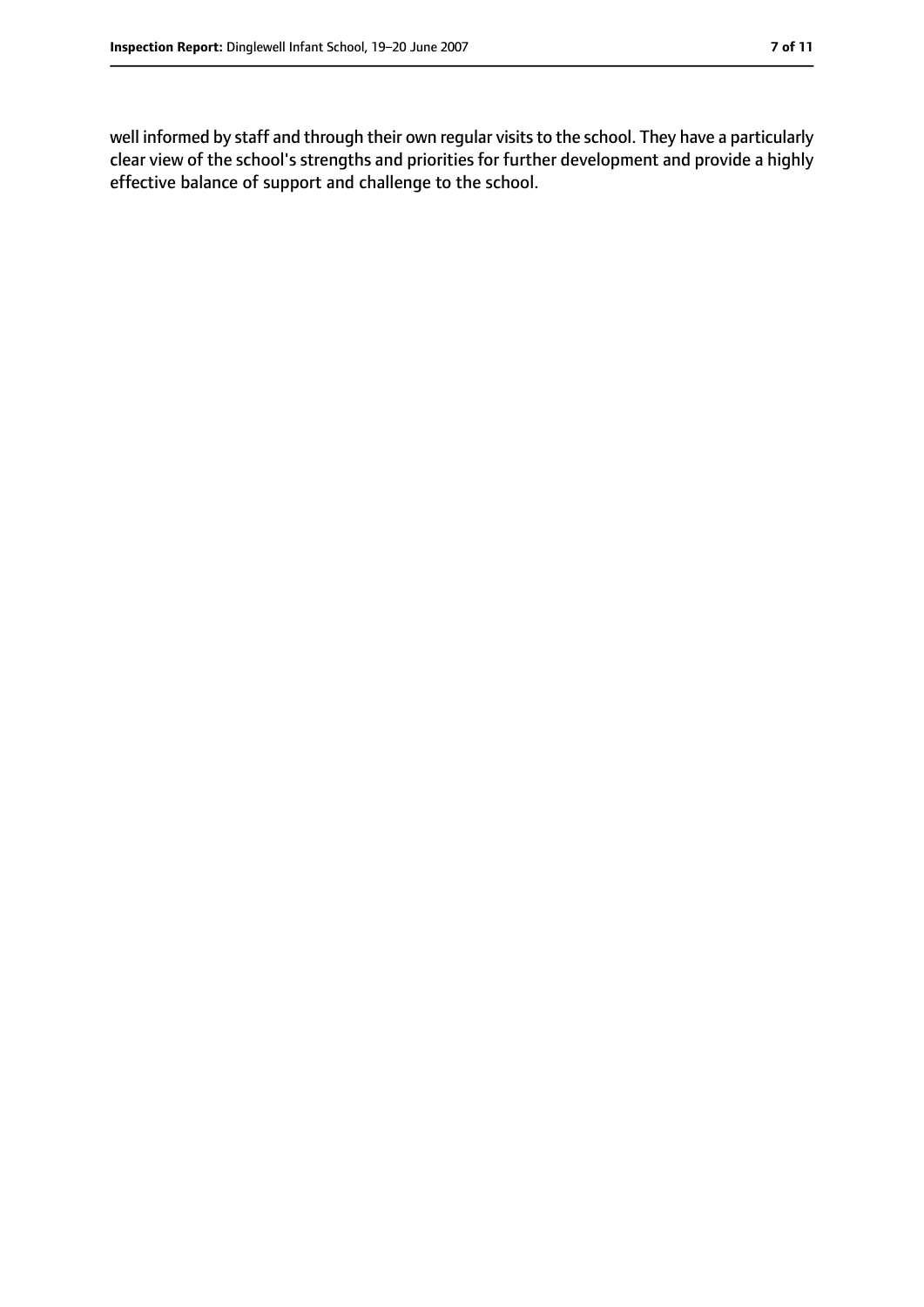well informed by staff and through their own regular visits to the school. They have a particularly clear view of the school's strengths and priorities for further development and provide a highly effective balance of support and challenge to the school.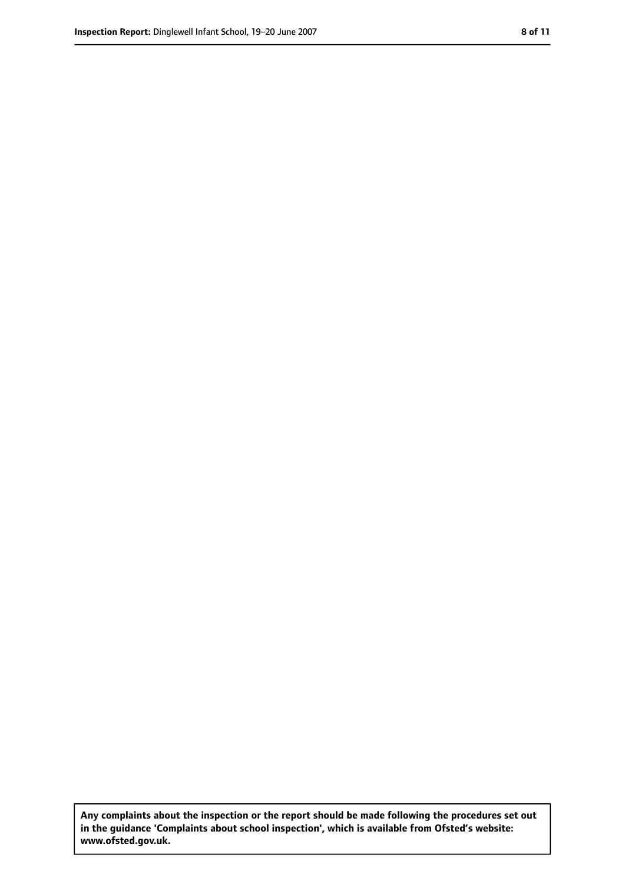**Any complaints about the inspection or the report should be made following the procedures set out in the guidance 'Complaints about school inspection', which is available from Ofsted's website: www.ofsted.gov.uk.**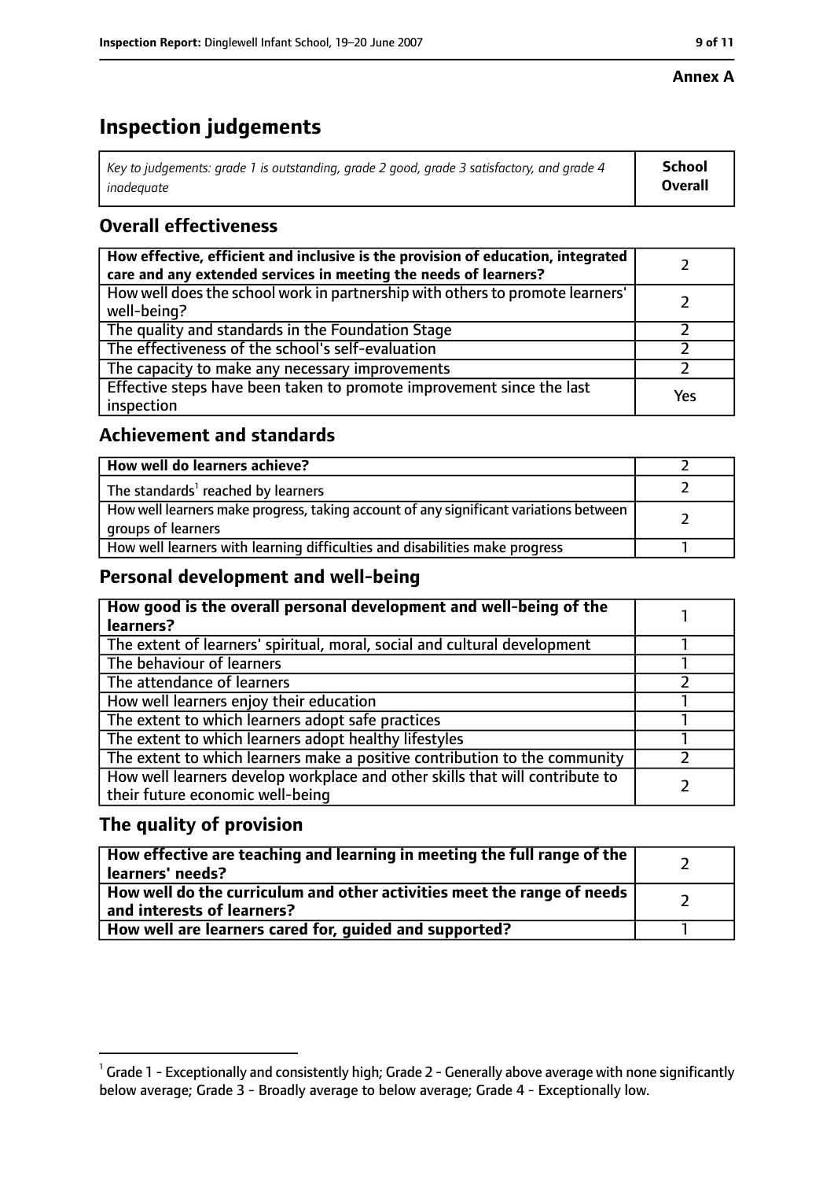**Annex A**

# Inspection judgements

| *Key to judgements: grade 1 is outstanding, grade 2 good, grade 3 satisfactory, and grade 4 inadequate* | **School Overall** |
|---|---|

## Overall effectiveness

| | |
|---|---|
| **How effective, efficient and inclusive is the provision of education, integrated care and any extended services in meeting the needs of learners?** | 2 |
| How well does the school work in partnership with others to promote learners' well-being? | 2 |
| The quality and standards in the Foundation Stage | 2 |
| The effectiveness of the school's self-evaluation | 2 |
| The capacity to make any necessary improvements | 2 |
| Effective steps have been taken to promote improvement since the last inspection | Yes |

## Achievement and standards

| | |
|---|---|
| **How well do learners achieve?** | 2 |
| The standards[1] reached by learners | 2 |
| How well learners make progress, taking account of any significant variations between groups of learners | 2 |
| How well learners with learning difficulties and disabilities make progress | 1 |

## Personal development and well-being

| | |
|---|---|
| **How good is the overall personal development and well-being of the learners?** | 1 |
| The extent of learners' spiritual, moral, social and cultural development | 1 |
| The behaviour of learners | 1 |
| The attendance of learners | 2 |
| How well learners enjoy their education | 1 |
| The extent to which learners adopt safe practices | 1 |
| The extent to which learners adopt healthy lifestyles | 1 |
| The extent to which learners make a positive contribution to the community | 2 |
| How well learners develop workplace and other skills that will contribute to their future economic well-being | 2 |

## The quality of provision

| | |
|---|---|
| **How effective are teaching and learning in meeting the full range of the learners' needs?** | 2 |
| **How well do the curriculum and other activities meet the range of needs and interests of learners?** | 2 |
| **How well are learners cared for, guided and supported?** | 1 |

[1] Grade 1 - Exceptionally and consistently high; Grade 2 - Generally above average with none significantly below average; Grade 3 - Broadly average to below average; Grade 4 - Exceptionally low.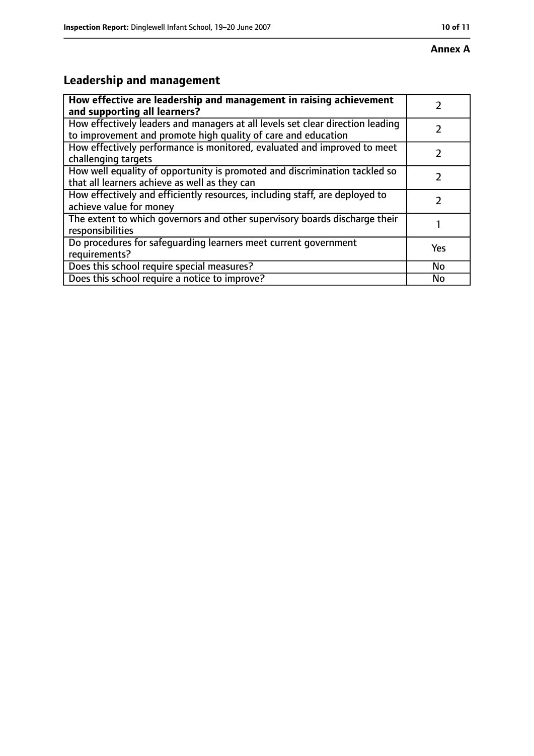**Annex A**

## Leadership and management

| | |
|---|---|
| **How effective are leadership and management in raising achievement and supporting all learners?** | 2 |
| How effectively leaders and managers at all levels set clear direction leading to improvement and promote high quality of care and education | 2 |
| How effectively performance is monitored, evaluated and improved to meet challenging targets | 2 |
| How well equality of opportunity is promoted and discrimination tackled so that all learners achieve as well as they can | 2 |
| How effectively and efficiently resources, including staff, are deployed to achieve value for money | 2 |
| The extent to which governors and other supervisory boards discharge their responsibilities | 1 |
| Do procedures for safeguarding learners meet current government requirements? | Yes |
| Does this school require special measures? | No |
| Does this school require a notice to improve? | No |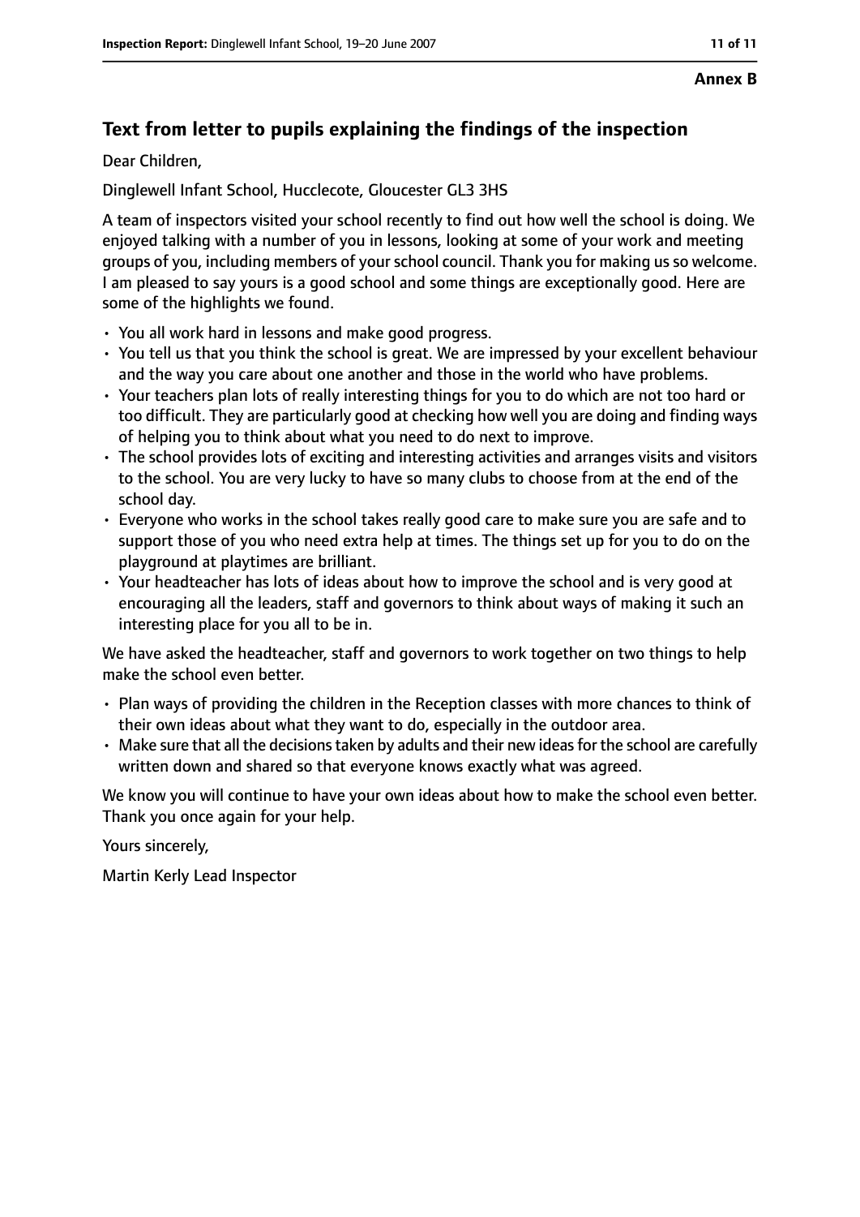**Annex B**

## Text from letter to pupils explaining the findings of the inspection

Dear Children,

Dinglewell Infant School, Hucclecote, Gloucester GL3 3HS

A team of inspectors visited your school recently to find out how well the school is doing. We enjoyed talking with a number of you in lessons, looking at some of your work and meeting groups of you, including members of your school council. Thank you for making us so welcome. I am pleased to say yours is a good school and some things are exceptionally good. Here are some of the highlights we found.

- You all work hard in lessons and make good progress.
- You tell us that you think the school is great. We are impressed by your excellent behaviour and the way you care about one another and those in the world who have problems.
- Your teachers plan lots of really interesting things for you to do which are not too hard or too difficult. They are particularly good at checking how well you are doing and finding ways of helping you to think about what you need to do next to improve.
- The school provides lots of exciting and interesting activities and arranges visits and visitors to the school. You are very lucky to have so many clubs to choose from at the end of the school day.
- Everyone who works in the school takes really good care to make sure you are safe and to support those of you who need extra help at times. The things set up for you to do on the playground at playtimes are brilliant.
- Your headteacher has lots of ideas about how to improve the school and is very good at encouraging all the leaders, staff and governors to think about ways of making it such an interesting place for you all to be in.

We have asked the headteacher, staff and governors to work together on two things to help make the school even better.

- Plan ways of providing the children in the Reception classes with more chances to think of their own ideas about what they want to do, especially in the outdoor area.
- Make sure that all the decisions taken by adults and their new ideas for the school are carefully written down and shared so that everyone knows exactly what was agreed.

We know you will continue to have your own ideas about how to make the school even better. Thank you once again for your help.

Yours sincerely,

Martin Kerly Lead Inspector